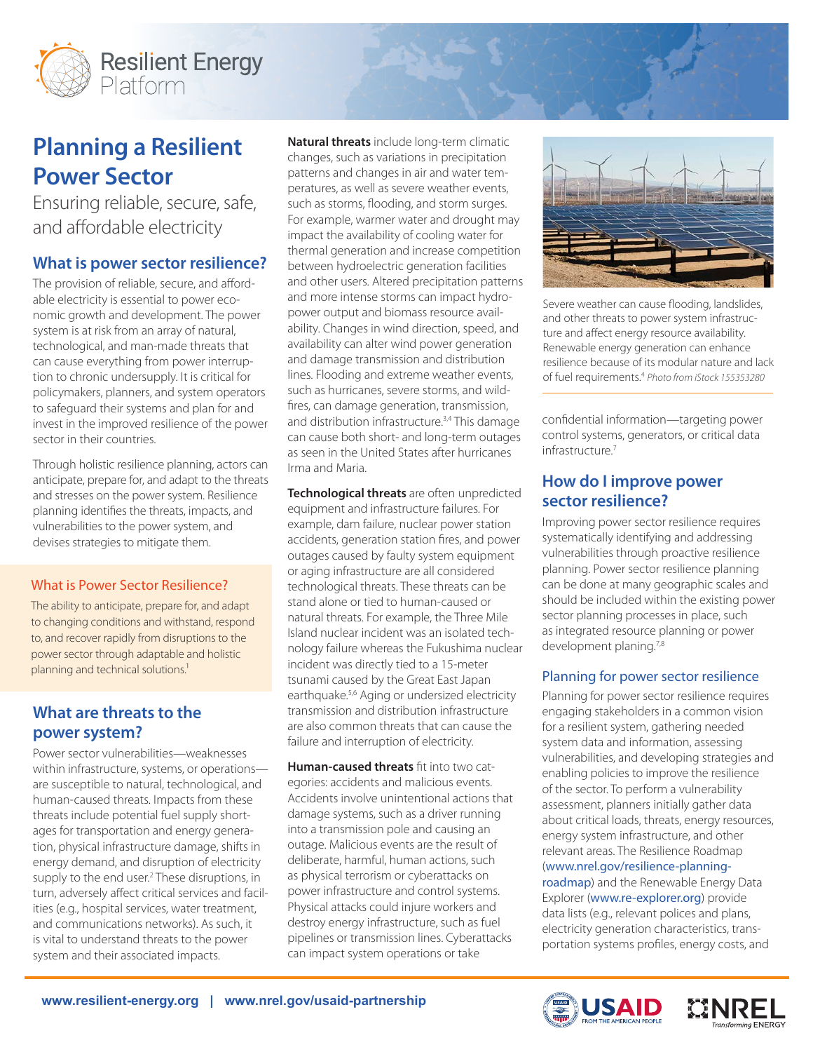# Planning a Resilient Power Sector

Ensuring reliable, secure, safe, and affordable electricity

## What is power sector resilience?

The provision of reliable, secure, and affordable electricity is essential to power economic growth and development. The power system is at risk from an array of natural, technological, and man-made threats that can cause everything from power interruption to chronic undersupply. It is critical for policymakers, planners, and system operators to safeguard their systems and plan for and invest in the improved resilience of the power sector in their countries.

Through holistic resilience planning, actors can anticipate, prepare for, and adapt to the threats and stresses on the power system. Resilience planning identifies the threats, impacts, and vulnerabilities to the power system, and devises strategies to mitigate them.

### What is Power Sector Resilience?

The ability to anticipate, prepare for, and adapt to changing conditions and withstand, respond to, and recover rapidly from disruptions to the power sector through adaptable and holistic planning and technical solutions.[1]

## What are threats to the power system?

Power sector vulnerabilities—weaknesses within infrastructure, systems, or operations—are susceptible to natural, technological, and human-caused threats. Impacts from these threats include potential fuel supply shortages for transportation and energy generation, physical infrastructure damage, shifts in energy demand, and disruption of electricity supply to the end user.[2] These disruptions, in turn, adversely affect critical services and facilities (e.g., hospital services, water treatment, and communications networks). As such, it is vital to understand threats to the power system and their associated impacts.

**Natural threats** include long-term climatic changes, such as variations in precipitation patterns and changes in air and water temperatures, as well as severe weather events, such as storms, flooding, and storm surges. For example, warmer water and drought may impact the availability of cooling water for thermal generation and increase competition between hydroelectric generation facilities and other users. Altered precipitation patterns and more intense storms can impact hydropower output and biomass resource availability. Changes in wind direction, speed, and availability can alter wind power generation and damage transmission and distribution lines. Flooding and extreme weather events, such as hurricanes, severe storms, and wildfires, can damage generation, transmission, and distribution infrastructure.[3,4] This damage can cause both short- and long-term outages as seen in the United States after hurricanes Irma and Maria.

**Technological threats** are often unpredicted equipment and infrastructure failures. For example, dam failure, nuclear power station accidents, generation station fires, and power outages caused by faulty system equipment or aging infrastructure are all considered technological threats. These threats can be stand alone or tied to human-caused or natural threats. For example, the Three Mile Island nuclear incident was an isolated technology failure whereas the Fukushima nuclear incident was directly tied to a 15-meter tsunami caused by the Great East Japan earthquake.[5,6] Aging or undersized electricity transmission and distribution infrastructure are also common threats that can cause the failure and interruption of electricity.

**Human-caused threats** fit into two categories: accidents and malicious events. Accidents involve unintentional actions that damage systems, such as a driver running into a transmission pole and causing an outage. Malicious events are the result of deliberate, harmful, human actions, such as physical terrorism or cyberattacks on power infrastructure and control systems. Physical attacks could injure workers and destroy energy infrastructure, such as fuel pipelines or transmission lines. Cyberattacks can impact system operations or take confidential information—targeting power control systems, generators, or critical data infrastructure.[7]

Severe weather can cause flooding, landslides, and other threats to power system infrastructure and affect energy resource availability. Renewable energy generation can enhance resilience because of its modular nature and lack of fuel requirements.[4] *Photo from iStock 155353280*

## How do I improve power sector resilience?

Improving power sector resilience requires systematically identifying and addressing vulnerabilities through proactive resilience planning. Power sector resilience planning can be done at many geographic scales and should be included within the existing power sector planning processes in place, such as integrated resource planning or power development planing.[7,8]

### Planning for power sector resilience

Planning for power sector resilience requires engaging stakeholders in a common vision for a resilient system, gathering needed system data and information, assessing vulnerabilities, and developing strategies and enabling policies to improve the resilience of the sector. To perform a vulnerability assessment, planners initially gather data about critical loads, threats, energy resources, energy system infrastructure, and other relevant areas. The Resilience Roadmap (www.nrel.gov/resilience-planning-roadmap) and the Renewable Energy Data Explorer (www.re-explorer.org) provide data lists (e.g., relevant polices and plans, electricity generation characteristics, transportation systems profiles, energy costs, and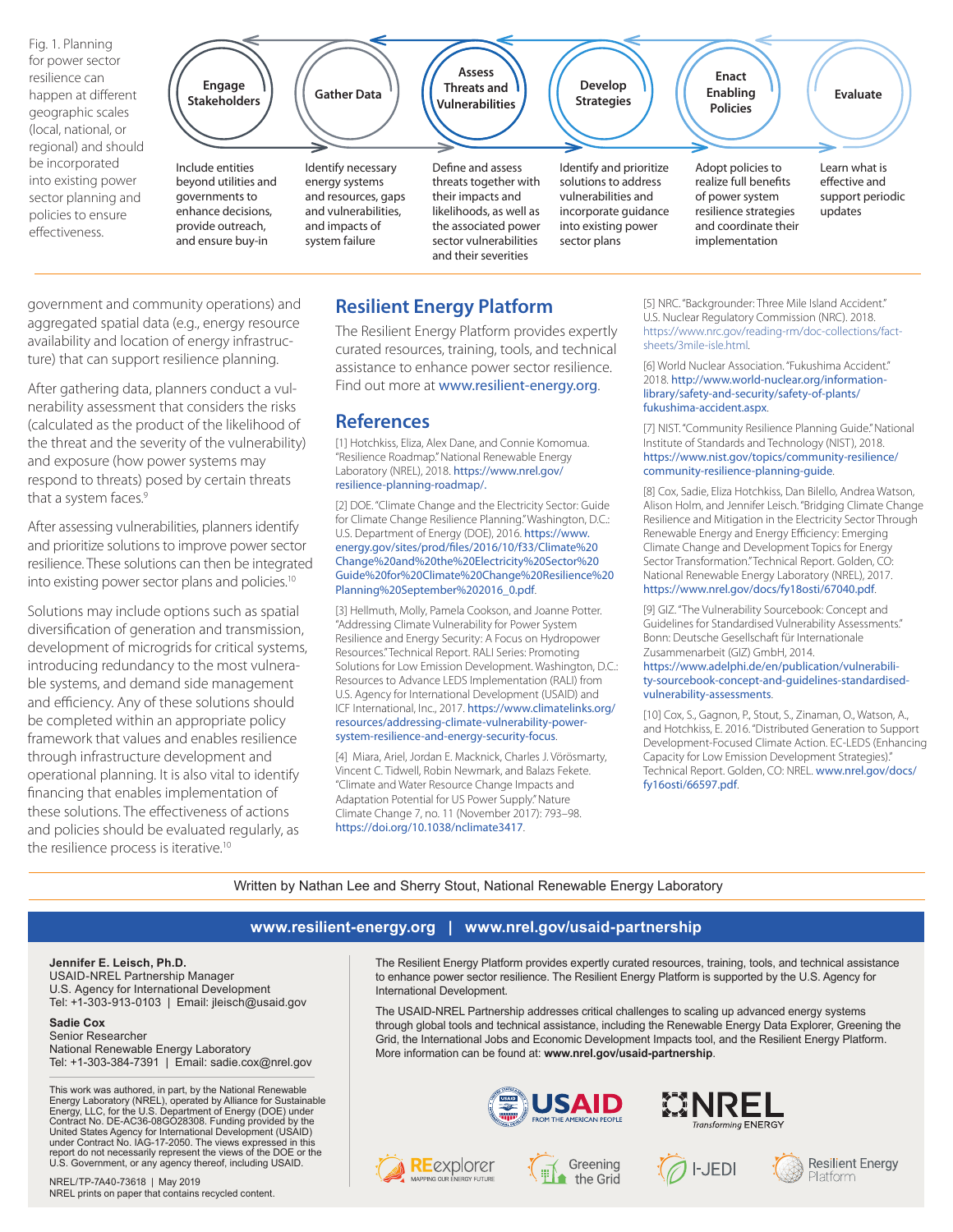Fig. 1. Planning for power sector resilience can happen at different geographic scales (local, national, or regional) and should be incorporated into existing power sector planning and policies to ensure effectiveness.

**Engage Stakeholders**
Include entities beyond utilities and governments to enhance decisions, provide outreach, and ensure buy-in

**Gather Data**
Identify necessary energy systems and resources, gaps and vulnerabilities, and impacts of system failure

**Assess Threats and Vulnerabilities**
Define and assess threats together with their impacts and likelihoods, as well as the associated power sector vulnerabilities and their severities

**Develop Strategies**
Identify and prioritize solutions to address vulnerabilities and incorporate guidance into existing power sector plans

**Enact Enabling Policies**
Adopt policies to realize full benefits of power system resilience strategies and coordinate their implementation

**Evaluate**
Learn what is effective and support periodic updates

government and community operations) and aggregated spatial data (e.g., energy resource availability and location of energy infrastructure) that can support resilience planning.

After gathering data, planners conduct a vulnerability assessment that considers the risks (calculated as the product of the likelihood of the threat and the severity of the vulnerability) and exposure (how power systems may respond to threats) posed by certain threats that a system faces.[9]

After assessing vulnerabilities, planners identify and prioritize solutions to improve power sector resilience. These solutions can then be integrated into existing power sector plans and policies.[10]

Solutions may include options such as spatial diversification of generation and transmission, development of microgrids for critical systems, introducing redundancy to the most vulnerable systems, and demand side management and efficiency. Any of these solutions should be completed within an appropriate policy framework that values and enables resilience through infrastructure development and operational planning. It is also vital to identify financing that enables implementation of these solutions. The effectiveness of actions and policies should be evaluated regularly, as the resilience process is iterative.[10]

## Resilient Energy Platform

The Resilient Energy Platform provides expertly curated resources, training, tools, and technical assistance to enhance power sector resilience. Find out more at www.resilient-energy.org.

## References

[1] Hotchkiss, Eliza, Alex Dane, and Connie Komomua. "Resilience Roadmap." National Renewable Energy Laboratory (NREL), 2018. https://www.nrel.gov/resilience-planning-roadmap/.

[2] DOE. "Climate Change and the Electricity Sector: Guide for Climate Change Resilience Planning." Washington, D.C.: U.S. Department of Energy (DOE), 2016. https://www.energy.gov/sites/prod/files/2016/10/f33/Climate%20Change%20and%20the%20Electricity%20Sector%20Guide%20for%20Climate%20Change%20Resilience%20Planning%20September%202016_0.pdf.

[3] Hellmuth, Molly, Pamela Cookson, and Joanne Potter. "Addressing Climate Vulnerability for Power System Resilience and Energy Security: A Focus on Hydropower Resources." Technical Report. RALI Series: Promoting Solutions for Low Emission Development. Washington, D.C.: Resources to Advance LEDS Implementation (RALI) from U.S. Agency for International Development (USAID) and ICF International, Inc., 2017. https://www.climatelinks.org/resources/addressing-climate-vulnerability-power-system-resilience-and-energy-security-focus.

[4] Miara, Ariel, Jordan E. Macknick, Charles J. Vörösmarty, Vincent C. Tidwell, Robin Newmark, and Balazs Fekete. "Climate and Water Resource Change Impacts and Adaptation Potential for US Power Supply." Nature Climate Change 7, no. 11 (November 2017): 793–98. https://doi.org/10.1038/nclimate3417.

[5] NRC. "Backgrounder: Three Mile Island Accident." U.S. Nuclear Regulatory Commission (NRC). 2018. https://www.nrc.gov/reading-rm/doc-collections/fact-sheets/3mile-isle.html.

[6] World Nuclear Association. "Fukushima Accident." 2018. http://www.world-nuclear.org/information-library/safety-and-security/safety-of-plants/fukushima-accident.aspx.

[7] NIST. "Community Resilience Planning Guide." National Institute of Standards and Technology (NIST), 2018. https://www.nist.gov/topics/community-resilience/community-resilience-planning-guide.

[8] Cox, Sadie, Eliza Hotchkiss, Dan Bilello, Andrea Watson, Alison Holm, and Jennifer Leisch. "Bridging Climate Change Resilience and Mitigation in the Electricity Sector Through Renewable Energy and Energy Efficiency: Emerging Climate Change and Development Topics for Energy Sector Transformation." Technical Report. Golden, CO: National Renewable Energy Laboratory (NREL), 2017. https://www.nrel.gov/docs/fy18osti/67040.pdf.

[9] GIZ. "The Vulnerability Sourcebook: Concept and Guidelines for Standardised Vulnerability Assessments." Bonn: Deutsche Gesellschaft für Internationale Zusammenarbeit (GIZ) GmbH, 2014. https://www.adelphi.de/en/publication/vulnerability-sourcebook-concept-and-guidelines-standardised-vulnerability-assessments.

[10] Cox, S., Gagnon, P., Stout, S., Zinaman, O., Watson, A., and Hotchkiss, E. 2016. "Distributed Generation to Support Development-Focused Climate Action. EC-LEDS (Enhancing Capacity for Low Emission Development Strategies)." Technical Report. Golden, CO: NREL. www.nrel.gov/docs/fy16osti/66597.pdf.

Written by Nathan Lee and Sherry Stout, National Renewable Energy Laboratory

**www.resilient-energy.org | www.nrel.gov/usaid-partnership**

**Jennifer E. Leisch, Ph.D.**
USAID-NREL Partnership Manager
U.S. Agency for International Development
Tel: +1-303-913-0103 | Email: jleisch@usaid.gov

**Sadie Cox**
Senior Researcher
National Renewable Energy Laboratory
Tel: +1-303-384-7391 | Email: sadie.cox@nrel.gov

This work was authored, in part, by the National Renewable Energy Laboratory (NREL), operated by Alliance for Sustainable Energy, LLC, for the U.S. Department of Energy (DOE) under Contract No. DE-AC36-08GO28308. Funding provided by the United States Agency for International Development (USAID) under Contract No. IAG-17-2050. The views expressed in this report do not necessarily represent the views of the DOE or the U.S. Government, or any agency thereof, including USAID.

NREL/TP-7A40-73618 | May 2019
NREL prints on paper that contains recycled content.

The Resilient Energy Platform provides expertly curated resources, training, tools, and technical assistance to enhance power sector resilience. The Resilient Energy Platform is supported by the U.S. Agency for International Development.

The USAID-NREL Partnership addresses critical challenges to scaling up advanced energy systems through global tools and technical assistance, including the Renewable Energy Data Explorer, Greening the Grid, the International Jobs and Economic Development Impacts tool, and the Resilient Energy Platform. More information can be found at: **www.nrel.gov/usaid-partnership**.